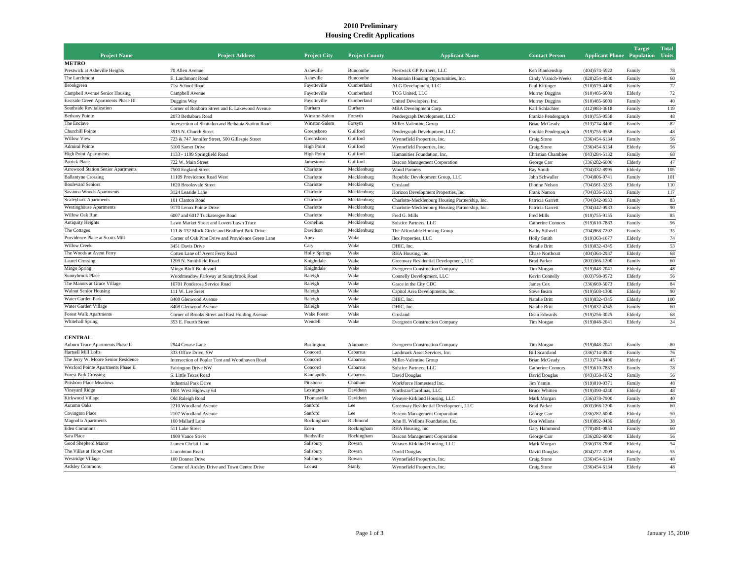# 2010 Preliminary
## Housing Credit Applications

| Project Name | Project Address | Project City | Project County | Applicant Name | Contact Person | Applicant Phone | Target Population | Total Units |
|---|---|---|---|---|---|---|---|---|
| **METRO** | | | | | | | | |
| Prestwick at Asheville Heights | 70 Allen Avenue | Asheville | Buncombe | Prestwick GP Partners, LLC | Ken Blankenship | (404)574-5922 | Family | 78 |
| The Larchmont | E. Larchmont Road | Asheville | Buncombe | Mountain Housing Opportunities, Inc. | Cindy Visnich-Weeks | (828)254-4030 | Family | 60 |
| Brookgreen | 71st School Road | Fayetteville | Cumberland | ALG Development, LLC | Paul Kittinger | (910)579-4400 | Family | 72 |
| Campbell Avenue Senior Housing | Campbell Avenue | Fayetteville | Cumberland | TCG United, LLC | Murray Duggins | (910)485-6600 | Elderly | 72 |
| Eastside Green Apartments Phase III | Duggins Way | Fayetteville | Cumberland | United Developers, Inc. | Murray Duggins | (910)485-6600 | Family | 40 |
| Southside Revitalization | Corner of Roxboro Street and E. Lakewood Avenue | Durham | Durham | MBA Development Corp. | Karl Schlachter | (412)983-3618 | Family | 119 |
| Bethany Pointe | 2073 Bethabara Road | Winston-Salem | Forsyth | Pendergraph Development, LLC | Frankie Pendergraph | (919)755-0558 | Family | 48 |
| The Enclave | Intersection of Shattalon and Bethania Station Road | Winston-Salem | Forsyth | Miller-Valentine Group | Brian McGeady | (513)774-8400 | Family | 82 |
| Churchill Pointe | 3915 N. Church Street | Greensboro | Guilford | Pendergraph Development, LLC | Frankie Pendergraph | (919)755-0558 | Family | 48 |
| Willow View | 723 & 747 Jennifer Street, 500 Gillespie Street | Greensboro | Guilford | Wynnefield Properties, Inc. | Craig Stone | (336)454-6134 | Family | 56 |
| Admiral Pointe | 5100 Samet Drive | High Point | Guilford | Wynnefield Properties, Inc. | Craig Stone | (336)454-6134 | Elderly | 56 |
| High Point Apartments | 1133 - 1199 Springfield Road | High Point | Guilford | Humanities Foundation, Inc. | Christian Chamblee | (843)284-5132 | Family | 68 |
| Patrick Place | 722 W. Main Street | Jamestown | Guilford | Beacon Management Corporation | George Carr | (336)282-6000 | Elderly | 47 |
| Arrowood Station Senior Apartments | 7500 England Street | Charlotte | Mecklenburg | Wood Partners | Ray Smith | (704)332-8995 | Elderly | 105 |
| Ballantyne Crossing | 11109 Providence Road West | Charlotte | Mecklenburg | Republic Development Group, LLC | John Schwaller | (704)806-0741 | Family | 101 |
| Boulevard Seniors | 1620 Brooksvale Street | Charlotte | Mecklenburg | Crosland | Dionne Nelson | (704)561-5235 | Elderly | 110 |
| Savanna Woods Apartments | 3124 Leaside Lane | Charlotte | Mecklenburg | Horizon Development Properties, Inc. | Frank Narron | (704)336-5183 | Family | 117 |
| Scaleybark Apartments | 101 Clanton Road | Charlotte | Mecklenburg | Charlotte-Mecklenburg Housing Partnership, Inc. | Patricia Garrett | (704)342-0933 | Family | 83 |
| Westinghouse Apartments | 9170 Lenox Pointe Drive | Charlotte | Mecklenburg | Charlotte-Mecklenburg Housing Partnership, Inc. | Patricia Garrett | (704)342-0933 | Family | 90 |
| Willow Oak Run | 6007 and 6017 Tuckaseegee Road | Charlotte | Mecklenburg | Fred G. Mills | Fred Mills | (919)755-9155 | Family | 85 |
| Antiquity Heights | Lawn Market Street and Lovers Lawn Trace | Cornelius | Mecklenburg | Solstice Partners, LLC | Catherine Connors | (919)610-7883 | Family | 96 |
| The Cottages | 111 & 132 Mock Circle and Bradford Park Drive | Davidson | Mecklenburg | The Affordable Housing Group | Kathy Stilwell | (704)968-7202 | Family | 35 |
| Providence Place at Scotts Mill | Corner of Oak Pine Drive and Providence Green Lane | Apex | Wake | Ilex Properties, LLC | Holly Smith | (919)363-1677 | Elderly | 74 |
| Willow Creek | 3451 Davis Drive | Cary | Wake | DHIC, Inc. | Natalie Britt | (919)832-4345 | Elderly | 53 |
| The Woods at Avent Ferry | Cotten Lane off Avent Ferry Road | Holly Springs | Wake | RHA Housing, Inc. | Chase Northcutt | (404)364-2937 | Elderly | 68 |
| Laurel Crossing | 1209 N. Smithfield Road | Knightdale | Wake | Greenway Residential Development, LLC | Brad Parker | (803)366-1200 | Family | 60 |
| Mingo Spring | Mingo Bluff Boulevard | Knightdale | Wake | Evergreen Construction Company | Tim Morgan | (919)848-2041 | Elderly | 48 |
| Sunnybrook Place | Woodmeadow Parkway at Sunnybrook Road | Raleigh | Wake | Connelly Development, LLC | Kevin Connelly | (803)798-0572 | Elderly | 56 |
| The Manors at Grace Village | 10701 Ponderosa Service Road | Raleigh | Wake | Grace in the City CDC | James Cox | (336)669-5073 | Elderly | 84 |
| Walnut Senior Housing | 111 W. Lee Sreet | Raleigh | Wake | Capitol Area Developments, Inc. | Steve Beam | (919)508-1300 | Elderly | 90 |
| Water Garden Park | 8408 Glenwood Avenue | Raleigh | Wake | DHIC, Inc. | Natalie Britt | (919)832-4345 | Elderly | 100 |
| Water Garden Village | 8408 Glenwood Avenue | Raleigh | Wake | DHIC, Inc. | Natalie Britt | (919)832-4345 | Family | 60 |
| Forest Walk Apartments | Corner of Brooks Street and East Holding Avenue | Wake Forest | Wake | Crosland | Dean Edwards | (919)256-3025 | Elderly | 68 |
| Whitehall Spring | 353 E. Fourth Street | Wendell | Wake | Evergreen Construction Company | Tim Morgan | (919)848-2041 | Elderly | 24 |
| **CENTRAL** | | | | | | | | |
| Auburn Trace Apartments Phase II | 2944 Crouse Lane | Burlington | Alamance | Evergreen Construction Company | Tim Morgan | (919)848-2041 | Family | 80 |
| Hartsell Mill Lofts | 333 Office Drive, SW | Concord | Cabarrus | Landmark Asset Services, Inc. | Bill Scantland | (336)714-8920 | Family | 76 |
| The Jerry W. Moore Senior Residence | Intersection of Poplar Tent and Woodhaven Road | Concord | Cabarrus | Miller-Valentine Group | Brian McGeady | (513)774-8400 | Elderly | 45 |
| Wexford Pointe Apartments Phase II | Fairington Drive NW | Concord | Cabarrus | Solstice Partners, LLC | Catherine Connors | (919)610-7883 | Family | 78 |
| Forest Park Crossing | S. Little Texas Road | Kannapolis | Cabarrus | David Douglas | David Douglas | (843)358-1052 | Family | 56 |
| Pittsboro Place Meadows | Industrial Park Drive | Pittsboro | Chatham | Workforce Homestead Inc. | Jim Yamin | (919)810-0371 | Family | 48 |
| Vineyard Ridge | 1001 West Highway 64 | Lexington | Davidson | Northstar/Carolinas, LLC | Bruce Whitten | (919)390-4240 | Elderly | 48 |
| Kirkwood Village | Old Raleigh Road | Thomasville | Davidson | Weaver-Kirkland Housing, LLC | Mark Morgan | (336)378-7900 | Family | 40 |
| Autumn Oaks | 2210 Woodland Avenue | Sanford | Lee | Greenway Residential Development, LLC | Brad Parker | (803)366-1200 | Family | 60 |
| Covington Place | 2107 Woodland Avenue | Sanford | Lee | Beacon Management Corporation | George Carr | (336)282-6000 | Elderly | 50 |
| Magnolia Apartments | 100 Mallard Lane | Rockingham | Richmond | John H. Wellons Foundation, Inc. | Don Wellons | (910)892-0436 | Elderly | 38 |
| Eden Commons | 511 Lake Street | Eden | Rockingham | RHA Housing, Inc. | Gary Hammond | (770)481-0853 | Family | 60 |
| Sara Place | 1909 Vance Street | Reidsville | Rockingham | Beacon Management Corporation | George Carr | (336)282-6000 | Elderly | 56 |
| Good Shepherd Manor | Lumen Christi Lane | Salisbury | Rowan | Weaver-Kirkland Housing, LLC | Mark Morgan | (336)378-7900 | Elderly | 54 |
| The Villas at Hope Crest | Lincolnton Road | Salisbury | Rowan | David Douglas | David Douglas | (804)272-2009 | Elderly | 55 |
| Westridge Village | 100 Donner Drive | Salisbury | Rowan | Wynnefield Properties, Inc. | Craig Stone | (336)454-6134 | Family | 48 |
| Ardsley Commons | Corner of Ardsley Drive and Town Centre Drive | Locust | Stanly | Wynnefield Properties, Inc. | Craig Stone | (336)454-6134 | Elderly | 48 |

January 15, 2010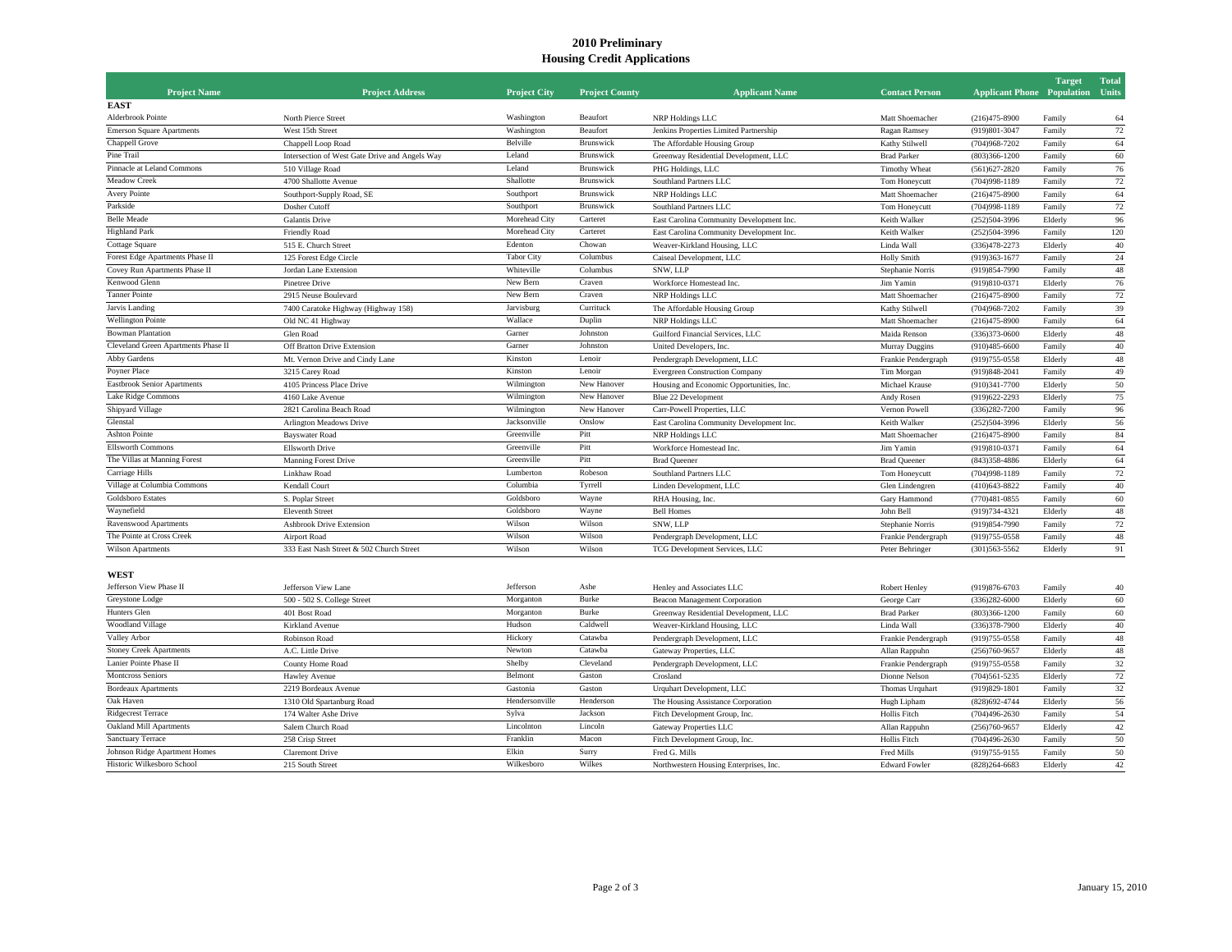# 2010 Preliminary
## Housing Credit Applications

| Project Name | Project Address | Project City | Project County | Applicant Name | Contact Person | Applicant Phone | Target Population | Total Units |
|---|---|---|---|---|---|---|---|---|
| **EAST** | | | | | | | | |
| Alderbrook Pointe | North Pierce Street | Washington | Beaufort | NRP Holdings LLC | Matt Shoemacher | (216)475-8900 | Family | 64 |
| Emerson Square Apartments | West 15th Street | Washington | Beaufort | Jenkins Properties Limited Partnership | Ragan Ramsey | (919)801-3047 | Family | 72 |
| Chappell Grove | Chappell Loop Road | Belville | Brunswick | The Affordable Housing Group | Kathy Stilwell | (704)968-7202 | Family | 64 |
| Pine Trail | Intersection of West Gate Drive and Angels Way | Leland | Brunswick | Greenway Residential Development, LLC | Brad Parker | (803)366-1200 | Family | 60 |
| Pinnacle at Leland Commons | 510 Village Road | Leland | Brunswick | PHG Holdings, LLC | Timothy Wheat | (561)627-2820 | Family | 76 |
| Meadow Creek | 4700 Shallotte Avenue | Shallotte | Brunswick | Southland Partners LLC | Tom Honeycutt | (704)998-1189 | Family | 72 |
| Avery Pointe | Southport-Supply Road, SE | Southport | Brunswick | NRP Holdings LLC | Matt Shoemacher | (216)475-8900 | Family | 64 |
| Parkside | Dosher Cutoff | Southport | Brunswick | Southland Partners LLC | Tom Honeycutt | (704)998-1189 | Family | 72 |
| Belle Meade | Galantis Drive | Morehead City | Carteret | East Carolina Community Development Inc. | Keith Walker | (252)504-3996 | Elderly | 96 |
| Highland Park | Friendly Road | Morehead City | Carteret | East Carolina Community Development Inc. | Keith Walker | (252)504-3996 | Family | 120 |
| Cottage Square | 515 E. Church Street | Edenton | Chowan | Weaver-Kirkland Housing, LLC | Linda Wall | (336)478-2273 | Elderly | 40 |
| Forest Edge Apartments Phase II | 125 Forest Edge Circle | Tabor City | Columbus | Caiseal Development, LLC | Holly Smith | (919)363-1677 | Family | 24 |
| Covey Run Apartments Phase II | Jordan Lane Extension | Whiteville | Columbus | SNW, LLP | Stephanie Norris | (919)854-7990 | Family | 48 |
| Kenwood Glenn | Pinetree Drive | New Bern | Craven | Workforce Homestead Inc. | Jim Yamin | (919)810-0371 | Elderly | 76 |
| Tanner Pointe | 2915 Neuse Boulevard | New Bern | Craven | NRP Holdings LLC | Matt Shoemacher | (216)475-8900 | Family | 72 |
| Jarvis Landing | 7400 Caratoke Highway (Highway 158) | Jarvisburg | Currituck | The Affordable Housing Group | Kathy Stilwell | (704)968-7202 | Family | 39 |
| Wellington Pointe | Old NC 41 Highway | Wallace | Duplin | NRP Holdings LLC | Matt Shoemacher | (216)475-8900 | Family | 64 |
| Bowman Plantation | Glen Road | Garner | Johnston | Guilford Financial Services, LLC | Maida Renson | (336)373-0600 | Elderly | 48 |
| Cleveland Green Apartments Phase II | Off Bratton Drive Extension | Garner | Johnston | United Developers, Inc. | Murray Duggins | (910)485-6600 | Family | 40 |
| Abby Gardens | Mt. Vernon Drive and Cindy Lane | Kinston | Lenoir | Pendergraph Development, LLC | Frankie Pendergraph | (919)755-0558 | Elderly | 48 |
| Poyner Place | 3215 Carey Road | Kinston | Lenoir | Evergreen Construction Company | Tim Morgan | (919)848-2041 | Family | 49 |
| Eastbrook Senior Apartments | 4105 Princess Place Drive | Wilmington | New Hanover | Housing and Economic Opportunities, Inc. | Michael Krause | (910)341-7700 | Elderly | 50 |
| Lake Ridge Commons | 4160 Lake Avenue | Wilmington | New Hanover | Blue 22 Development | Andy Rosen | (919)622-2293 | Elderly | 75 |
| Shipyard Village | 2821 Carolina Beach Road | Wilmington | New Hanover | Carr-Powell Properties, LLC | Vernon Powell | (336)282-7200 | Family | 96 |
| Glenstal | Arlington Meadows Drive | Jacksonville | Onslow | East Carolina Community Development Inc. | Keith Walker | (252)504-3996 | Elderly | 56 |
| Ashton Pointe | Bayswater Road | Greenville | Pitt | NRP Holdings LLC | Matt Shoemacher | (216)475-8900 | Family | 84 |
| Ellsworth Commons | Ellsworth Drive | Greenville | Pitt | Workforce Homestead Inc. | Jim Yamin | (919)810-0371 | Family | 64 |
| The Villas at Manning Forest | Manning Forest Drive | Greenville | Pitt | Brad Queener | Brad Queener | (843)358-4886 | Elderly | 64 |
| Carriage Hills | Linkhaw Road | Lumberton | Robeson | Southland Partners LLC | Tom Honeycutt | (704)998-1189 | Family | 72 |
| Village at Columbia Commons | Kendall Court | Columbia | Tyrrell | Linden Development, LLC | Glen Lindengren | (410)643-8822 | Family | 40 |
| Goldsboro Estates | S. Poplar Street | Goldsboro | Wayne | RHA Housing, Inc. | Gary Hammond | (770)481-0855 | Family | 60 |
| Waynefield | Eleventh Street | Goldsboro | Wayne | Bell Homes | John Bell | (919)734-4321 | Elderly | 48 |
| Ravenswood Apartments | Ashbrook Drive Extension | Wilson | Wilson | SNW, LLP | Stephanie Norris | (919)854-7990 | Family | 72 |
| The Pointe at Cross Creek | Airport Road | Wilson | Wilson | Pendergraph Development, LLC | Frankie Pendergraph | (919)755-0558 | Family | 48 |
| Wilson Apartments | 333 East Nash Street & 502 Church Street | Wilson | Wilson | TCG Development Services, LLC | Peter Behringer | (301)563-5562 | Elderly | 91 |
| **WEST** | | | | | | | | |
| Jefferson View Phase II | Jefferson View Lane | Jefferson | Ashe | Henley and Associates LLC | Robert Henley | (919)876-6703 | Family | 40 |
| Greystone Lodge | 500 - 502 S. College Street | Morganton | Burke | Beacon Management Corporation | George Carr | (336)282-6000 | Elderly | 60 |
| Hunters Glen | 401 Bost Road | Morganton | Burke | Greenway Residential Development, LLC | Brad Parker | (803)366-1200 | Family | 60 |
| Woodland Village | Kirkland Avenue | Hudson | Caldwell | Weaver-Kirkland Housing, LLC | Linda Wall | (336)378-7900 | Elderly | 40 |
| Valley Arbor | Robinson Road | Hickory | Catawba | Pendergraph Development, LLC | Frankie Pendergraph | (919)755-0558 | Family | 48 |
| Stoney Creek Apartments | A.C. Little Drive | Newton | Catawba | Gateway Properties, LLC | Allan Rappuhn | (256)760-9657 | Elderly | 48 |
| Lanier Pointe Phase II | County Home Road | Shelby | Cleveland | Pendergraph Development, LLC | Frankie Pendergraph | (919)755-0558 | Family | 32 |
| Montcross Seniors | Hawley Avenue | Belmont | Gaston | Crosland | Dionne Nelson | (704)561-5235 | Elderly | 72 |
| Bordeaux Apartments | 2219 Bordeaux Avenue | Gastonia | Gaston | Urquhart Development, LLC | Thomas Urquhart | (919)829-1801 | Family | 32 |
| Oak Haven | 1310 Old Spartanburg Road | Hendersonville | Henderson | The Housing Assistance Corporation | Hugh Lipham | (828)692-4744 | Elderly | 56 |
| Ridgecrest Terrace | 174 Walter Ashe Drive | Sylva | Jackson | Fitch Development Group, Inc. | Hollis Fitch | (704)496-2630 | Family | 54 |
| Oakland Mill Apartments | Salem Church Road | Lincolnton | Lincoln | Gateway Properties LLC | Allan Rappuhn | (256)760-9657 | Elderly | 42 |
| Sanctuary Terrace | 258 Crisp Street | Franklin | Macon | Fitch Development Group, Inc. | Hollis Fitch | (704)496-2630 | Family | 50 |
| Johnson Ridge Apartment Homes | Claremont Drive | Elkin | Surry | Fred G. Mills | Fred Mills | (919)755-9155 | Family | 50 |
| Historic Wilkesboro School | 215 South Street | Wilkesboro | Wilkes | Northwestern Housing Enterprises, Inc. | Edward Fowler | (828)264-6683 | Elderly | 42 |

January 15, 2010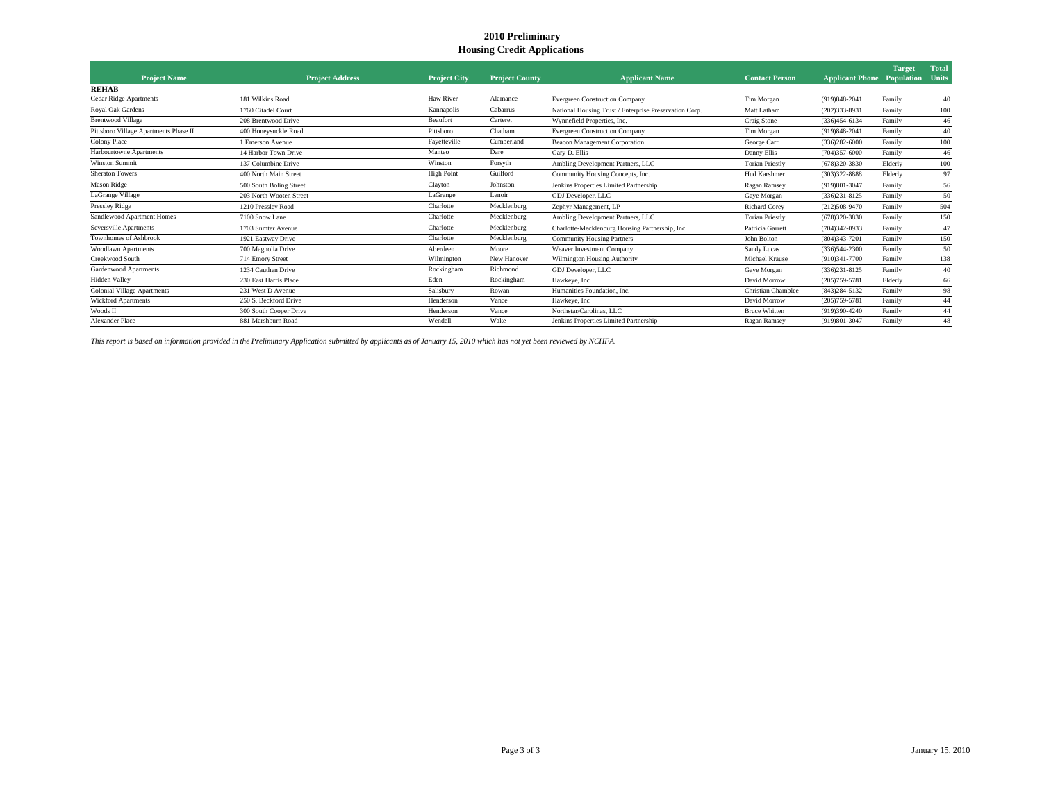# 2010 Preliminary
# Housing Credit Applications

| Project Name | Project Address | Project City | Project County | Applicant Name | Contact Person | Applicant Phone | Target Population | Total Units |
|---|---|---|---|---|---|---|---|---|
| **REHAB** | | | | | | | | |
| Cedar Ridge Apartments | 181 Wilkins Road | Haw River | Alamance | Evergreen Construction Company | Tim Morgan | (919)848-2041 | Family | 40 |
| Royal Oak Gardens | 1760 Citadel Court | Kannapolis | Cabarrus | National Housing Trust / Enterprise Preservation Corp. | Matt Latham | (202)333-8931 | Family | 100 |
| Brentwood Village | 208 Brentwood Drive | Beaufort | Carteret | Wynnefield Properties, Inc. | Craig Stone | (336)454-6134 | Family | 46 |
| Pittsboro Village Apartments Phase II | 400 Honeysuckle Road | Pittsboro | Chatham | Evergreen Construction Company | Tim Morgan | (919)848-2041 | Family | 40 |
| Colony Place | 1 Emerson Avenue | Fayetteville | Cumberland | Beacon Management Corporation | George Carr | (336)282-6000 | Family | 100 |
| Harbourtowne Apartments | 14 Harbor Town Drive | Manteo | Dare | Gary D. Ellis | Danny Ellis | (704)357-6000 | Family | 46 |
| Winston Summit | 137 Columbine Drive | Winston | Forsyth | Ambling Development Partners, LLC | Torian Priestly | (678)320-3830 | Elderly | 100 |
| Sheraton Towers | 400 North Main Street | High Point | Guilford | Community Housing Concepts, Inc. | Hud Karshmer | (303)322-8888 | Elderly | 97 |
| Mason Ridge | 500 South Boling Street | Clayton | Johnston | Jenkins Properties Limited Partnership | Ragan Ramsey | (919)801-3047 | Family | 56 |
| LaGrange Village | 203 North Wooten Street | LaGrange | Lenoir | GDJ Developer, LLC | Gaye Morgan | (336)231-8125 | Family | 50 |
| Pressley Ridge | 1210 Pressley Road | Charlotte | Mecklenburg | Zephyr Management, LP | Richard Corey | (212)508-9470 | Family | 504 |
| Sandlewood Apartment Homes | 7100 Snow Lane | Charlotte | Mecklenburg | Ambling Development Partners, LLC | Torian Priestly | (678)320-3830 | Family | 150 |
| Seversville Apartments | 1703 Sumter Avenue | Charlotte | Mecklenburg | Charlotte-Mecklenburg Housing Partnership, Inc. | Patricia Garrett | (704)342-0933 | Family | 47 |
| Townhomes of Ashbrook | 1921 Eastway Drive | Charlotte | Mecklenburg | Community Housing Partners | John Bolton | (804)343-7201 | Family | 150 |
| Woodlawn Apartments | 700 Magnolia Drive | Aberdeen | Moore | Weaver Investment Company | Sandy Lucas | (336)544-2300 | Family | 50 |
| Creekwood South | 714 Emory Street | Wilmington | New Hanover | Wilmington Housing Authority | Michael Krause | (910)341-7700 | Family | 138 |
| Gardenwood Apartments | 1234 Cauthen Drive | Rockingham | Richmond | GDJ Developer, LLC | Gaye Morgan | (336)231-8125 | Family | 40 |
| Hidden Valley | 230 East Harris Place | Eden | Rockingham | Hawkeye, Inc | David Morrow | (205)759-5781 | Elderly | 66 |
| Colonial Village Apartments | 231 West D Avenue | Salisbury | Rowan | Humanities Foundation, Inc. | Christian Chamblee | (843)284-5132 | Family | 98 |
| Wickford Apartments | 250 S. Beckford Drive | Henderson | Vance | Hawkeye, Inc | David Morrow | (205)759-5781 | Family | 44 |
| Woods II | 300 South Cooper Drive | Henderson | Vance | Northstar/Carolinas, LLC | Bruce Whitten | (919)390-4240 | Family | 44 |
| Alexander Place | 881 Marshburn Road | Wendell | Wake | Jenkins Properties Limited Partnership | Ragan Ramsey | (919)801-3047 | Family | 48 |

*This report is based on information provided in the Preliminary Application submitted by applicants as of January 15, 2010 which has not yet been reviewed by NCHFA.*